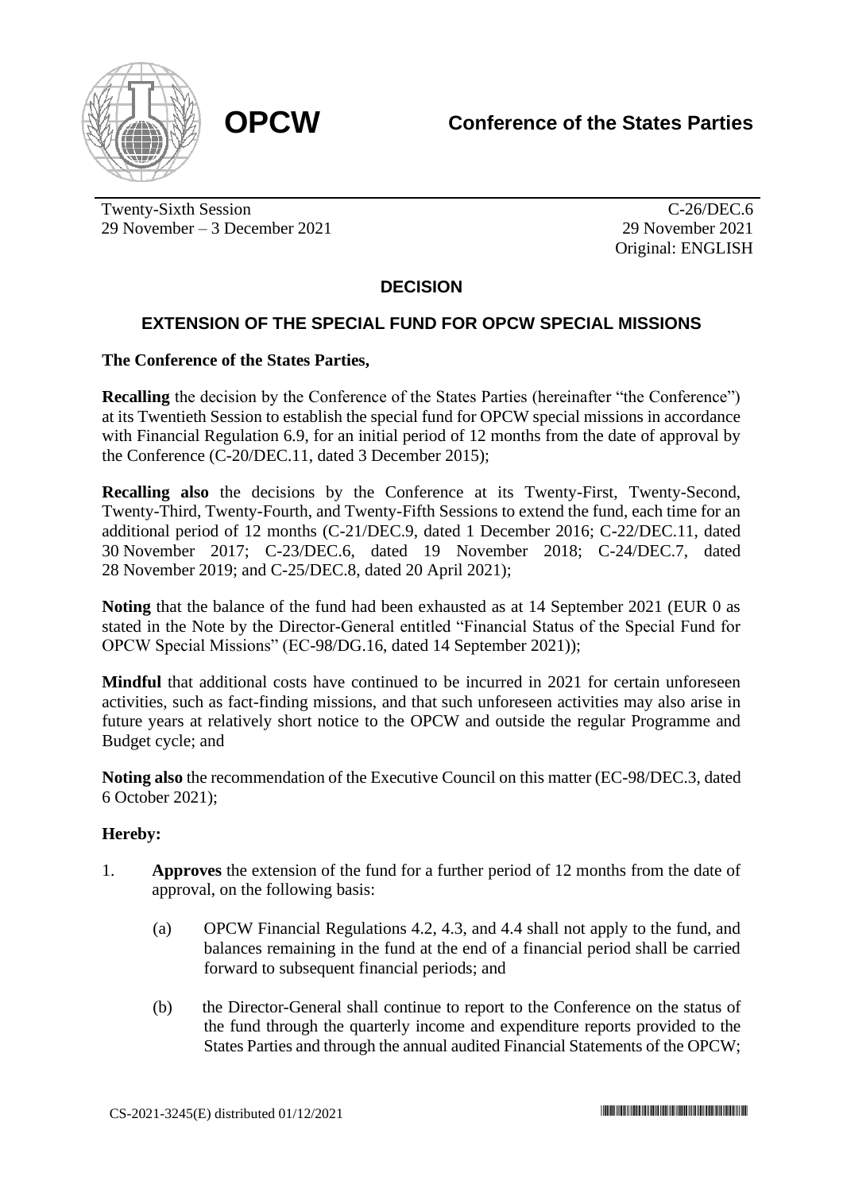**OPCW**

**Conference of the States Parties**

Twenty-Sixth Session
29 November – 3 December 2021

C-26/DEC.6
29 November 2021
Original: ENGLISH

## DECISION

## EXTENSION OF THE SPECIAL FUND FOR OPCW SPECIAL MISSIONS

**The Conference of the States Parties,**

**Recalling** the decision by the Conference of the States Parties (hereinafter "the Conference") at its Twentieth Session to establish the special fund for OPCW special missions in accordance with Financial Regulation 6.9, for an initial period of 12 months from the date of approval by the Conference (C-20/DEC.11, dated 3 December 2015);

**Recalling also** the decisions by the Conference at its Twenty-First, Twenty-Second, Twenty-Third, Twenty-Fourth, and Twenty-Fifth Sessions to extend the fund, each time for an additional period of 12 months (C-21/DEC.9, dated 1 December 2016; C-22/DEC.11, dated 30 November 2017; C-23/DEC.6, dated 19 November 2018; C-24/DEC.7, dated 28 November 2019; and C-25/DEC.8, dated 20 April 2021);

**Noting** that the balance of the fund had been exhausted as at 14 September 2021 (EUR 0 as stated in the Note by the Director-General entitled "Financial Status of the Special Fund for OPCW Special Missions" (EC-98/DG.16, dated 14 September 2021));

**Mindful** that additional costs have continued to be incurred in 2021 for certain unforeseen activities, such as fact-finding missions, and that such unforeseen activities may also arise in future years at relatively short notice to the OPCW and outside the regular Programme and Budget cycle; and

**Noting also** the recommendation of the Executive Council on this matter (EC-98/DEC.3, dated 6 October 2021);

**Hereby:**

1. **Approves** the extension of the fund for a further period of 12 months from the date of approval, on the following basis:

    (a) OPCW Financial Regulations 4.2, 4.3, and 4.4 shall not apply to the fund, and balances remaining in the fund at the end of a financial period shall be carried forward to subsequent financial periods; and

    (b) the Director-General shall continue to report to the Conference on the status of the fund through the quarterly income and expenditure reports provided to the States Parties and through the annual audited Financial Statements of the OPCW;

CS-2021-3245(E) distributed 01/12/2021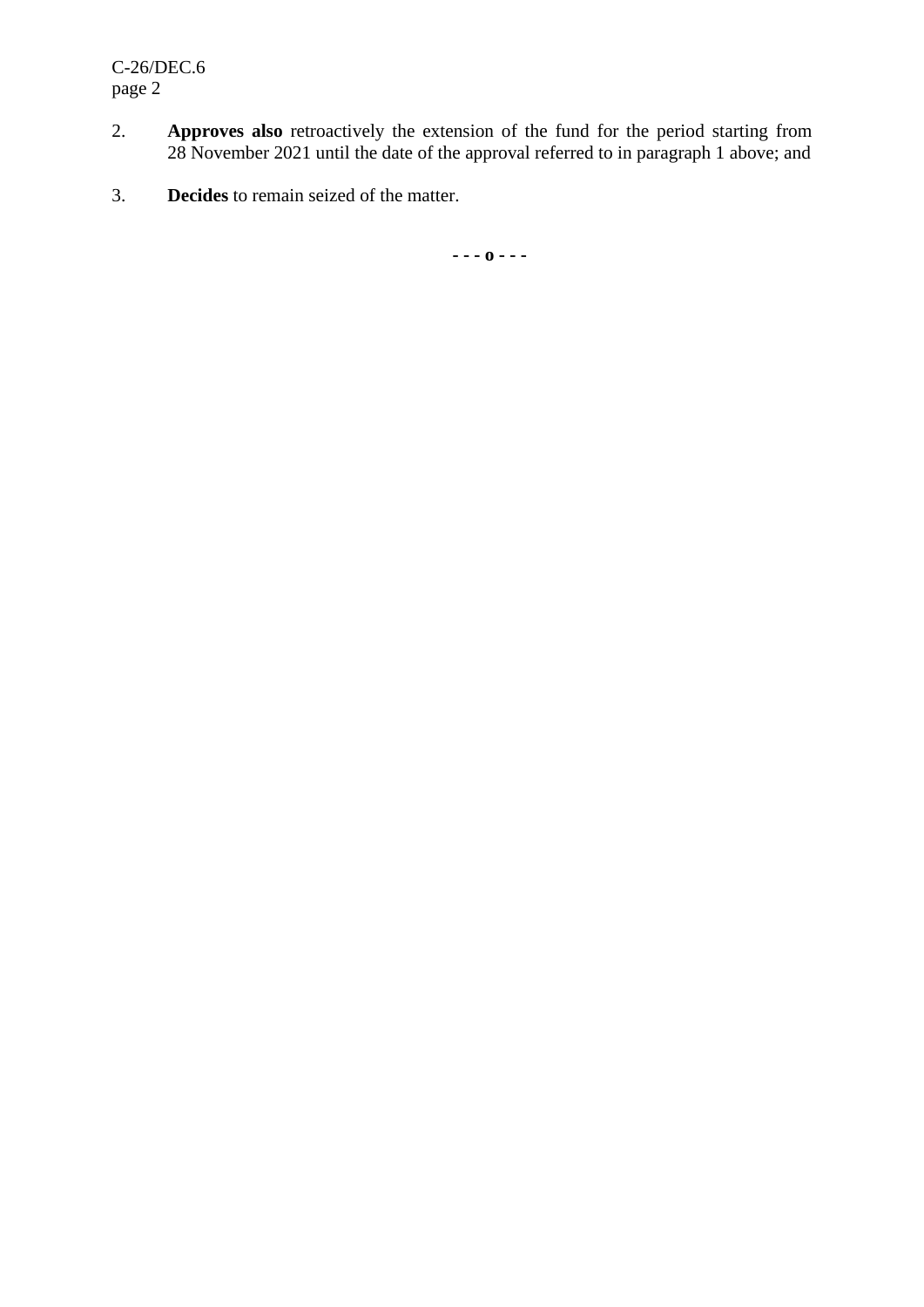2. **Approves also** retroactively the extension of the fund for the period starting from 28 November 2021 until the date of the approval referred to in paragraph 1 above; and

3. **Decides** to remain seized of the matter.

**- - - o - - -**